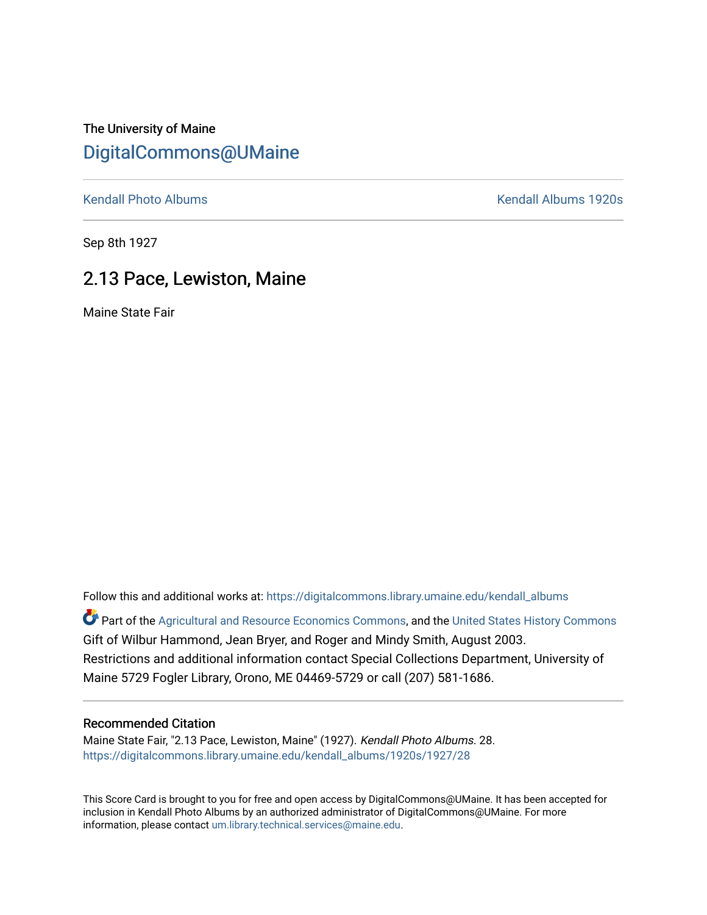The University of Maine

# DigitalCommons@UMaine

Kendall Photo Albums | Kendall Albums 1920s

Sep 8th 1927

## 2.13 Pace, Lewiston, Maine

Maine State Fair

Follow this and additional works at: https://digitalcommons.library.umaine.edu/kendall_albums

Part of the Agricultural and Resource Economics Commons, and the United States History Commons

Gift of Wilbur Hammond, Jean Bryer, and Roger and Mindy Smith, August 2003.
Restrictions and additional information contact Special Collections Department, University of Maine 5729 Fogler Library, Orono, ME 04469-5729 or call (207) 581-1686.

### Recommended Citation

Maine State Fair, "2.13 Pace, Lewiston, Maine" (1927). *Kendall Photo Albums*. 28.
https://digitalcommons.library.umaine.edu/kendall_albums/1920s/1927/28

This Score Card is brought to you for free and open access by DigitalCommons@UMaine. It has been accepted for inclusion in Kendall Photo Albums by an authorized administrator of DigitalCommons@UMaine. For more information, please contact um.library.technical.services@maine.edu.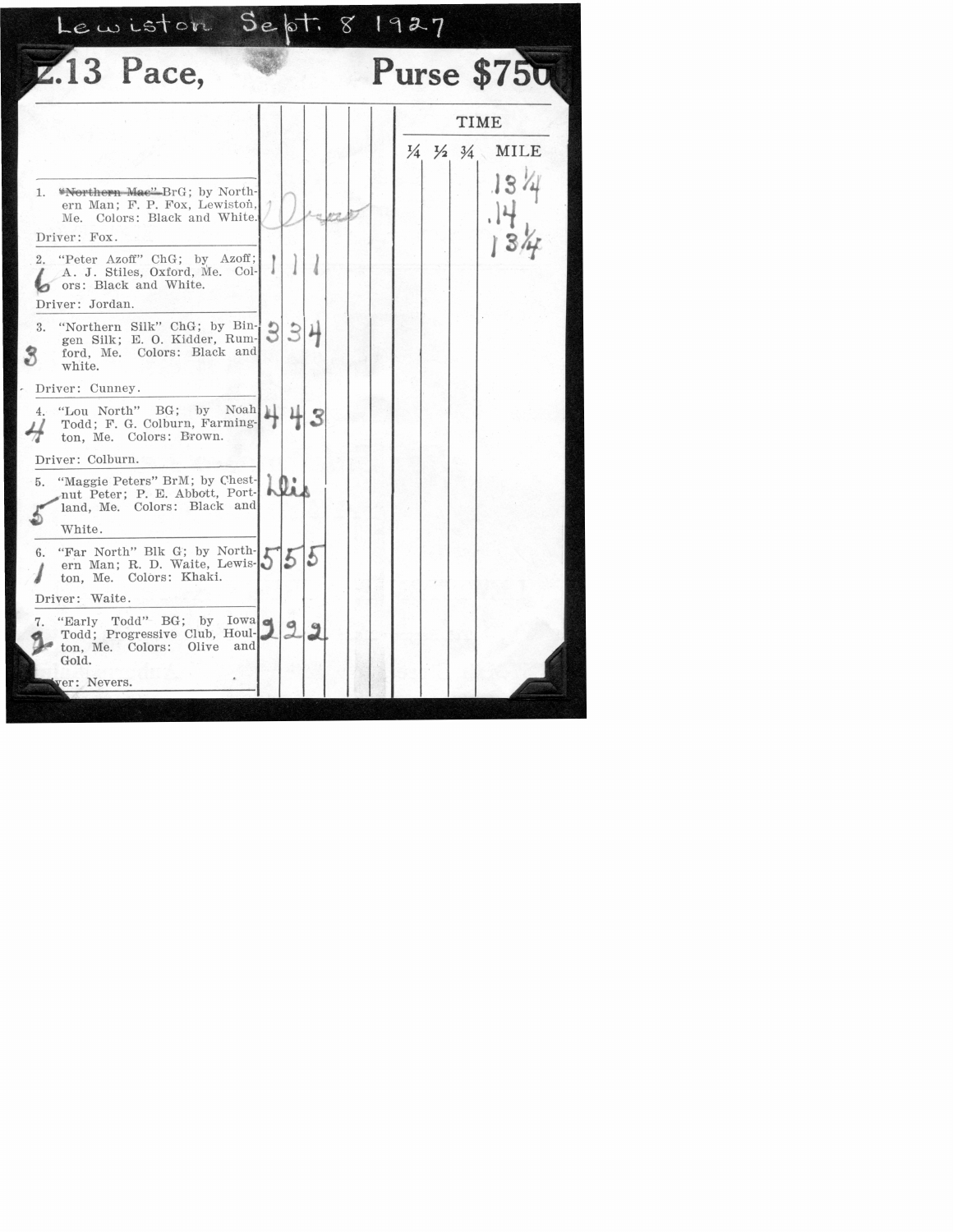Lewiston Sept. 8 1927

# 2.13 Pace, Purse $750

| | | | | | | | TIME ¼ | ½ | ¾ | MILE |
|---|---|---|---|---|---|---|---|---|---|---|
| 1. ~~"Northern Mac"~~ BrG; by Northern Man; F. P. Fox, Lewiston, Me. Colors: Black and White. Driver: Fox. | Drew | | | | | | | | | 13¼ |
| 2. "Peter Azoff" ChG; by Azoff; A. J. Stiles, Oxford, Me. Colors: Black and White. Driver: Jordan. (6) | 1 | 1 | 1 | | | | | | | .14 |
| 3. "Northern Silk" ChG; by Bingen Silk; E. O. Kidder, Rumford, Me. Colors: Black and white. Driver: Cunney. (3) | 3 | 3 | 4 | | | | | | | 13¼ |
| 4. "Lou North" BG; by Noah Todd; F. G. Colburn, Farmington, Me. Colors: Brown. Driver: Colburn. (4) | 4 | 4 | 3 | | | | | | | |
| 5. "Maggie Peters" BrM; by Chestnut Peter; P. E. Abbott, Portland, Me. Colors: Black and White. (5) | Dis | | | | | | | | | |
| 6. "Far North" Blk G; by Northern Man; R. D. Waite, Lewiston, Me. Colors: Khaki. Driver: Waite. (1) | 5 | 5 | 5 | | | | | | | |
| 7. "Early Todd" BG; by Iowa Todd; Progressive Club, Houlton, Me. Colors: Olive and Gold. Driver: Nevers. (2) | 2 | 2 | 2 | | | | | | | |